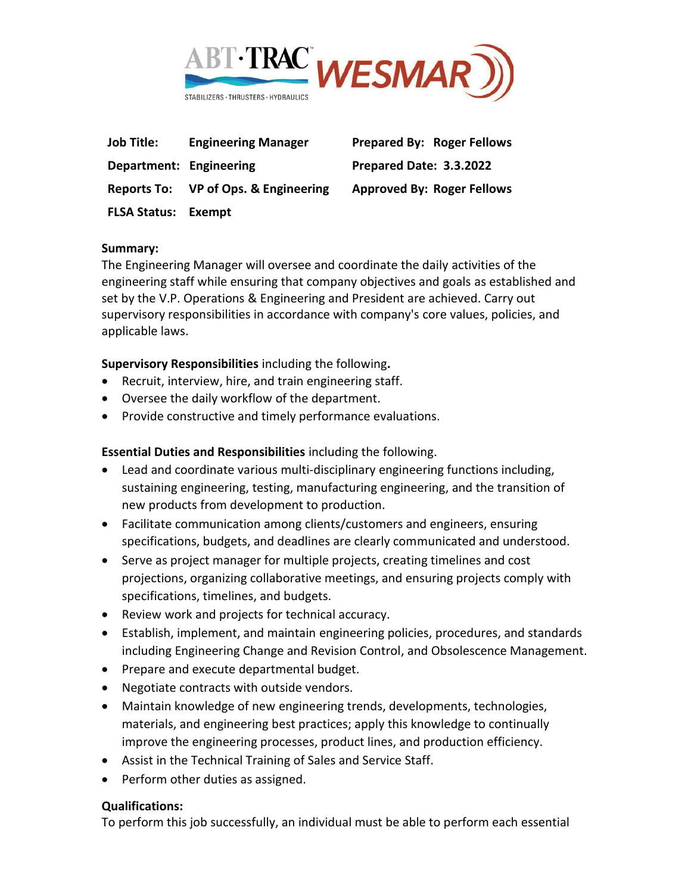| Job Title: | Engineering Manager | Prepared By: | Roger Fellows |
|---|---|---|---|
| Department: | Engineering | Prepared Date: | 3.3.2022 |
| Reports To: | VP of Ops. & Engineering | Approved By: | Roger Fellows |
| FLSA Status: | Exempt | | |

**Summary:**

The Engineering Manager will oversee and coordinate the daily activities of the engineering staff while ensuring that company objectives and goals as established and set by the V.P. Operations & Engineering and President are achieved. Carry out supervisory responsibilities in accordance with company's core values, policies, and applicable laws.

**Supervisory Responsibilities** including the following**.**

- Recruit, interview, hire, and train engineering staff.
- Oversee the daily workflow of the department.
- Provide constructive and timely performance evaluations.

**Essential Duties and Responsibilities** including the following.

- Lead and coordinate various multi-disciplinary engineering functions including, sustaining engineering, testing, manufacturing engineering, and the transition of new products from development to production.
- Facilitate communication among clients/customers and engineers, ensuring specifications, budgets, and deadlines are clearly communicated and understood.
- Serve as project manager for multiple projects, creating timelines and cost projections, organizing collaborative meetings, and ensuring projects comply with specifications, timelines, and budgets.
- Review work and projects for technical accuracy.
- Establish, implement, and maintain engineering policies, procedures, and standards including Engineering Change and Revision Control, and Obsolescence Management.
- Prepare and execute departmental budget.
- Negotiate contracts with outside vendors.
- Maintain knowledge of new engineering trends, developments, technologies, materials, and engineering best practices; apply this knowledge to continually improve the engineering processes, product lines, and production efficiency.
- Assist in the Technical Training of Sales and Service Staff.
- Perform other duties as assigned.

**Qualifications:**

To perform this job successfully, an individual must be able to perform each essential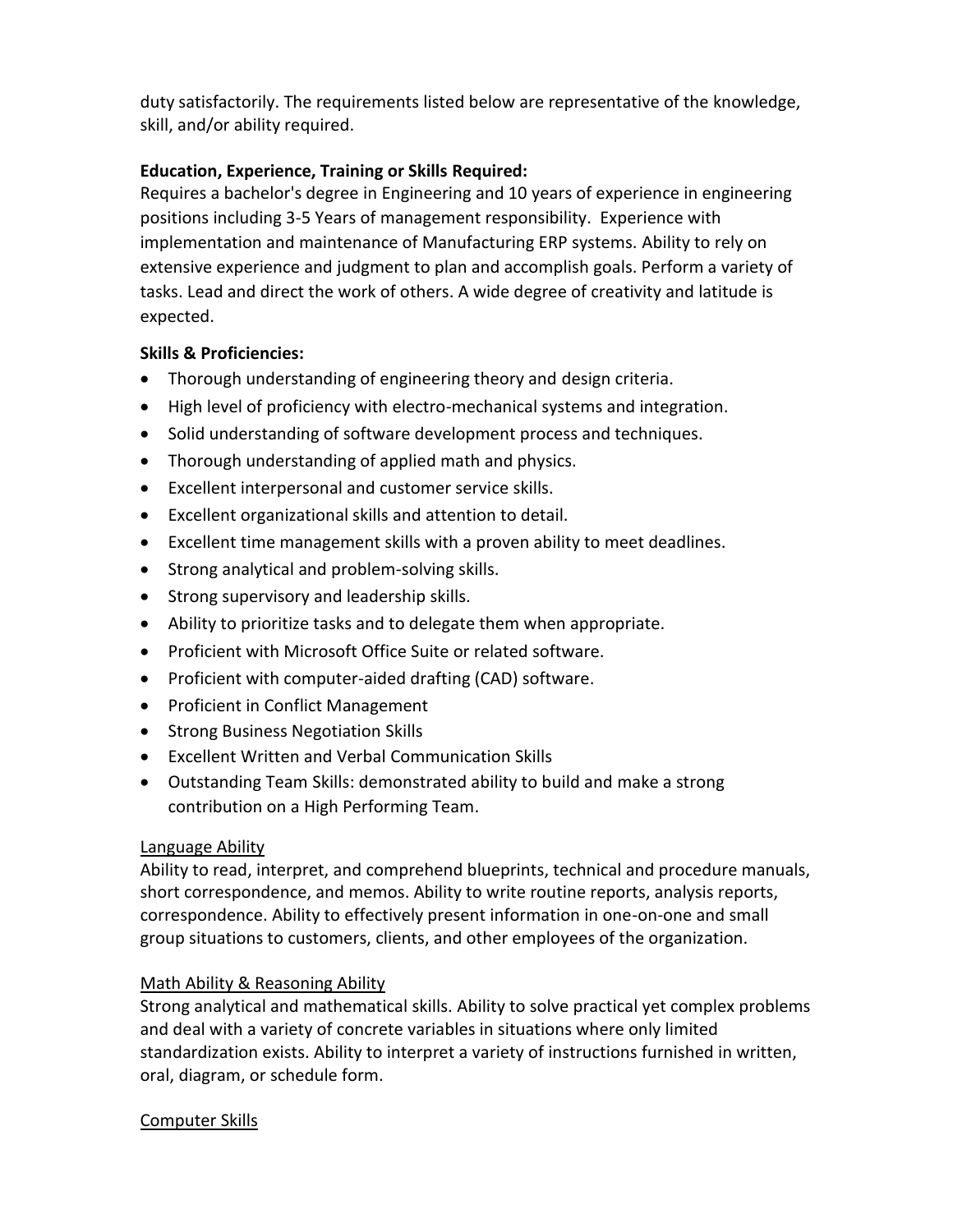duty satisfactorily. The requirements listed below are representative of the knowledge, skill, and/or ability required.

**Education, Experience, Training or Skills Required:**
Requires a bachelor's degree in Engineering and 10 years of experience in engineering positions including 3-5 Years of management responsibility. Experience with implementation and maintenance of Manufacturing ERP systems. Ability to rely on extensive experience and judgment to plan and accomplish goals. Perform a variety of tasks. Lead and direct the work of others. A wide degree of creativity and latitude is expected.

**Skills & Proficiencies:**

- Thorough understanding of engineering theory and design criteria.
- High level of proficiency with electro-mechanical systems and integration.
- Solid understanding of software development process and techniques.
- Thorough understanding of applied math and physics.
- Excellent interpersonal and customer service skills.
- Excellent organizational skills and attention to detail.
- Excellent time management skills with a proven ability to meet deadlines.
- Strong analytical and problem-solving skills.
- Strong supervisory and leadership skills.
- Ability to prioritize tasks and to delegate them when appropriate.
- Proficient with Microsoft Office Suite or related software.
- Proficient with computer-aided drafting (CAD) software.
- Proficient in Conflict Management
- Strong Business Negotiation Skills
- Excellent Written and Verbal Communication Skills
- Outstanding Team Skills: demonstrated ability to build and make a strong contribution on a High Performing Team.

<u>Language Ability</u>
Ability to read, interpret, and comprehend blueprints, technical and procedure manuals, short correspondence, and memos. Ability to write routine reports, analysis reports, correspondence. Ability to effectively present information in one-on-one and small group situations to customers, clients, and other employees of the organization.

<u>Math Ability & Reasoning Ability</u>
Strong analytical and mathematical skills. Ability to solve practical yet complex problems and deal with a variety of concrete variables in situations where only limited standardization exists. Ability to interpret a variety of instructions furnished in written, oral, diagram, or schedule form.

<u>Computer Skills</u>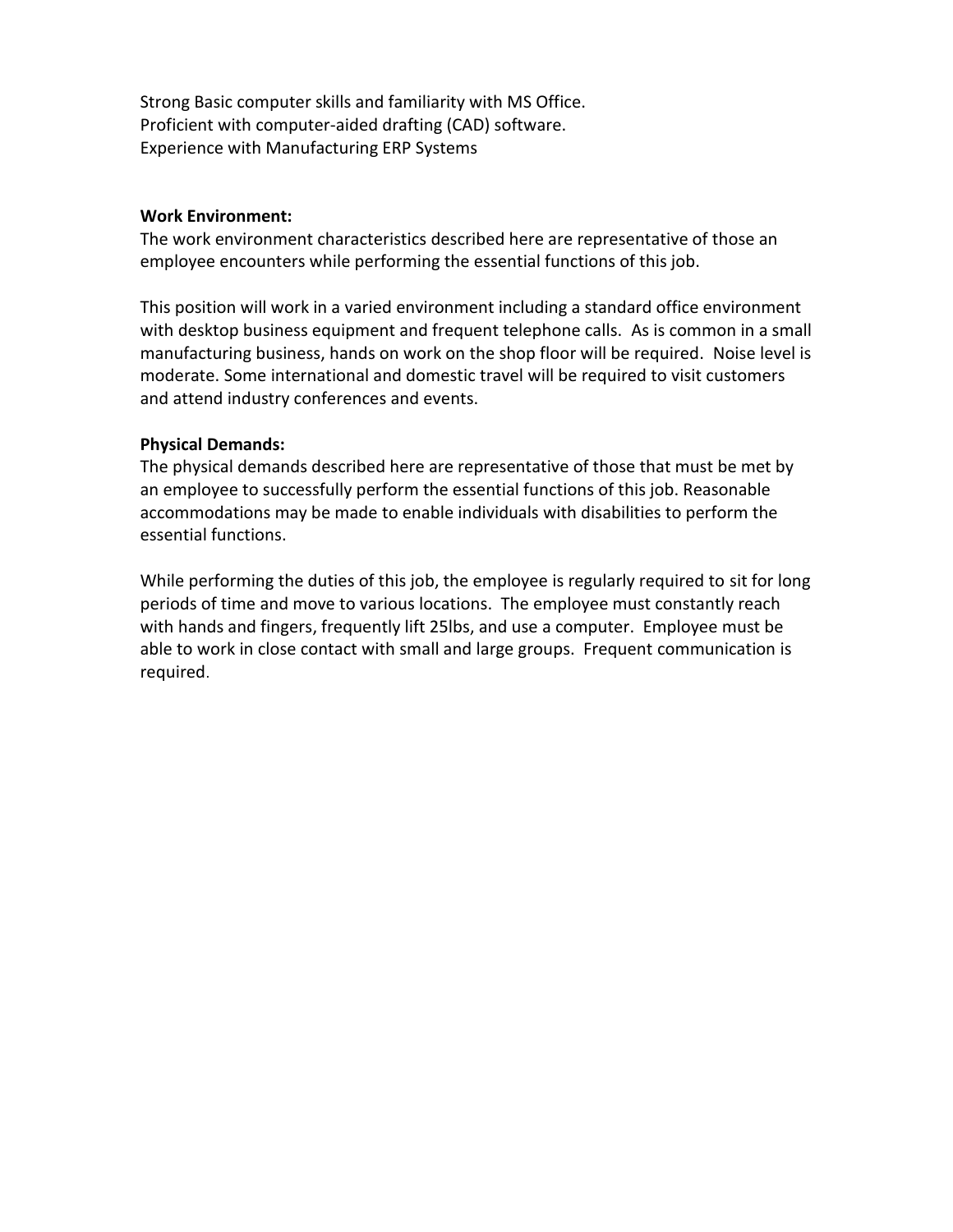Strong Basic computer skills and familiarity with MS Office.
Proficient with computer-aided drafting (CAD) software.
Experience with Manufacturing ERP Systems

**Work Environment:**
The work environment characteristics described here are representative of those an employee encounters while performing the essential functions of this job.

This position will work in a varied environment including a standard office environment with desktop business equipment and frequent telephone calls. As is common in a small manufacturing business, hands on work on the shop floor will be required. Noise level is moderate. Some international and domestic travel will be required to visit customers and attend industry conferences and events.

**Physical Demands:**
The physical demands described here are representative of those that must be met by an employee to successfully perform the essential functions of this job. Reasonable accommodations may be made to enable individuals with disabilities to perform the essential functions.

While performing the duties of this job, the employee is regularly required to sit for long periods of time and move to various locations. The employee must constantly reach with hands and fingers, frequently lift 25lbs, and use a computer. Employee must be able to work in close contact with small and large groups. Frequent communication is required.